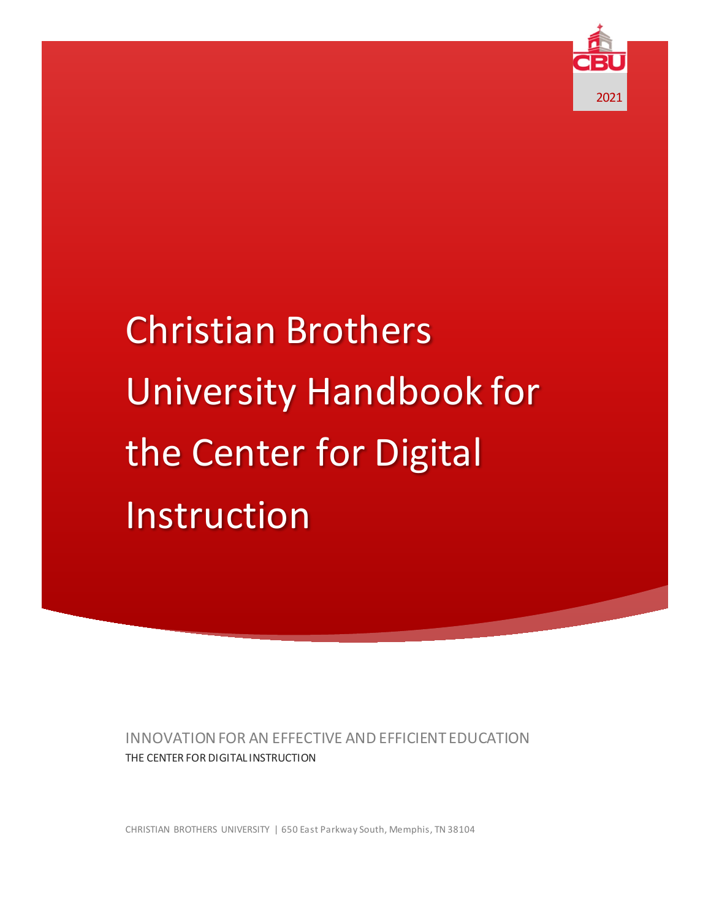2021

# Christian Brothers University Handbook for the Center for Digital Instruction

INNOVATION FOR AN EFFECTIVE AND EFFICIENT EDUCATION

THE CENTER FOR DIGITAL INSTRUCTION

CHRISTIAN BROTHERS UNIVERSITY | 650 East Parkway South, Memphis, TN 38104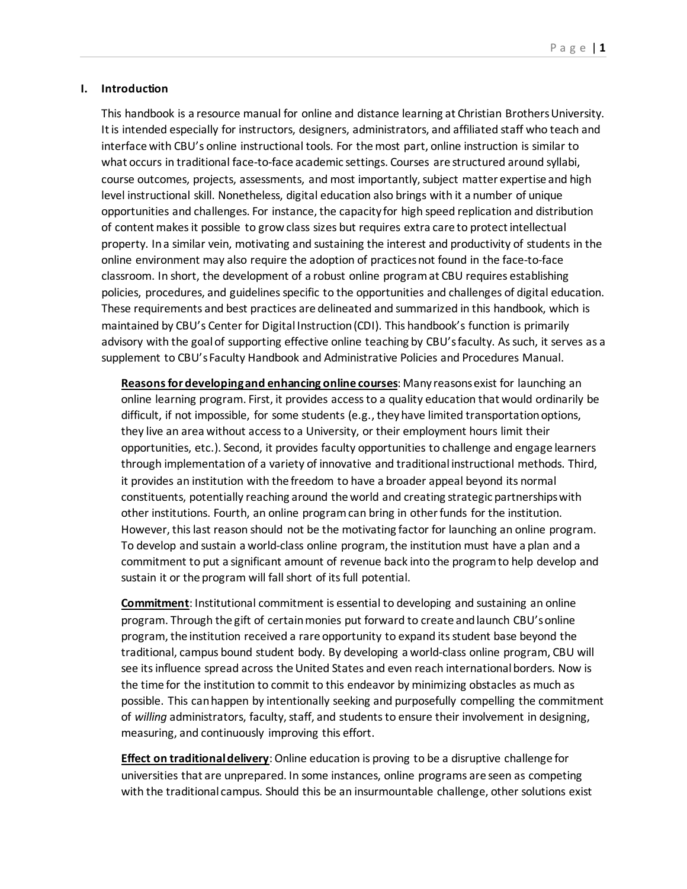## I. Introduction

This handbook is a resource manual for online and distance learning at Christian Brothers University. It is intended especially for instructors, designers, administrators, and affiliated staff who teach and interface with CBU's online instructional tools. For the most part, online instruction is similar to what occurs in traditional face-to-face academic settings. Courses are structured around syllabi, course outcomes, projects, assessments, and most importantly, subject matter expertise and high level instructional skill. Nonetheless, digital education also brings with it a number of unique opportunities and challenges. For instance, the capacity for high speed replication and distribution of content makes it possible to grow class sizes but requires extra care to protect intellectual property. In a similar vein, motivating and sustaining the interest and productivity of students in the online environment may also require the adoption of practices not found in the face-to-face classroom. In short, the development of a robust online program at CBU requires establishing policies, procedures, and guidelines specific to the opportunities and challenges of digital education. These requirements and best practices are delineated and summarized in this handbook, which is maintained by CBU's Center for Digital Instruction (CDI). This handbook's function is primarily advisory with the goal of supporting effective online teaching by CBU's faculty. As such, it serves as a supplement to CBU's Faculty Handbook and Administrative Policies and Procedures Manual.

**Reasons for developing and enhancing online courses**: Many reasons exist for launching an online learning program. First, it provides access to a quality education that would ordinarily be difficult, if not impossible, for some students (e.g., they have limited transportation options, they live an area without access to a University, or their employment hours limit their opportunities, etc.). Second, it provides faculty opportunities to challenge and engage learners through implementation of a variety of innovative and traditional instructional methods. Third, it provides an institution with the freedom to have a broader appeal beyond its normal constituents, potentially reaching around the world and creating strategic partnerships with other institutions. Fourth, an online program can bring in other funds for the institution. However, this last reason should not be the motivating factor for launching an online program. To develop and sustain a world-class online program, the institution must have a plan and a commitment to put a significant amount of revenue back into the program to help develop and sustain it or the program will fall short of its full potential.

**Commitment**: Institutional commitment is essential to developing and sustaining an online program. Through the gift of certain monies put forward to create and launch CBU's online program, the institution received a rare opportunity to expand its student base beyond the traditional, campus bound student body. By developing a world-class online program, CBU will see its influence spread across the United States and even reach international borders. Now is the time for the institution to commit to this endeavor by minimizing obstacles as much as possible. This can happen by intentionally seeking and purposefully compelling the commitment of *willing* administrators, faculty, staff, and students to ensure their involvement in designing, measuring, and continuously improving this effort.

**Effect on traditional delivery**: Online education is proving to be a disruptive challenge for universities that are unprepared. In some instances, online programs are seen as competing with the traditional campus. Should this be an insurmountable challenge, other solutions exist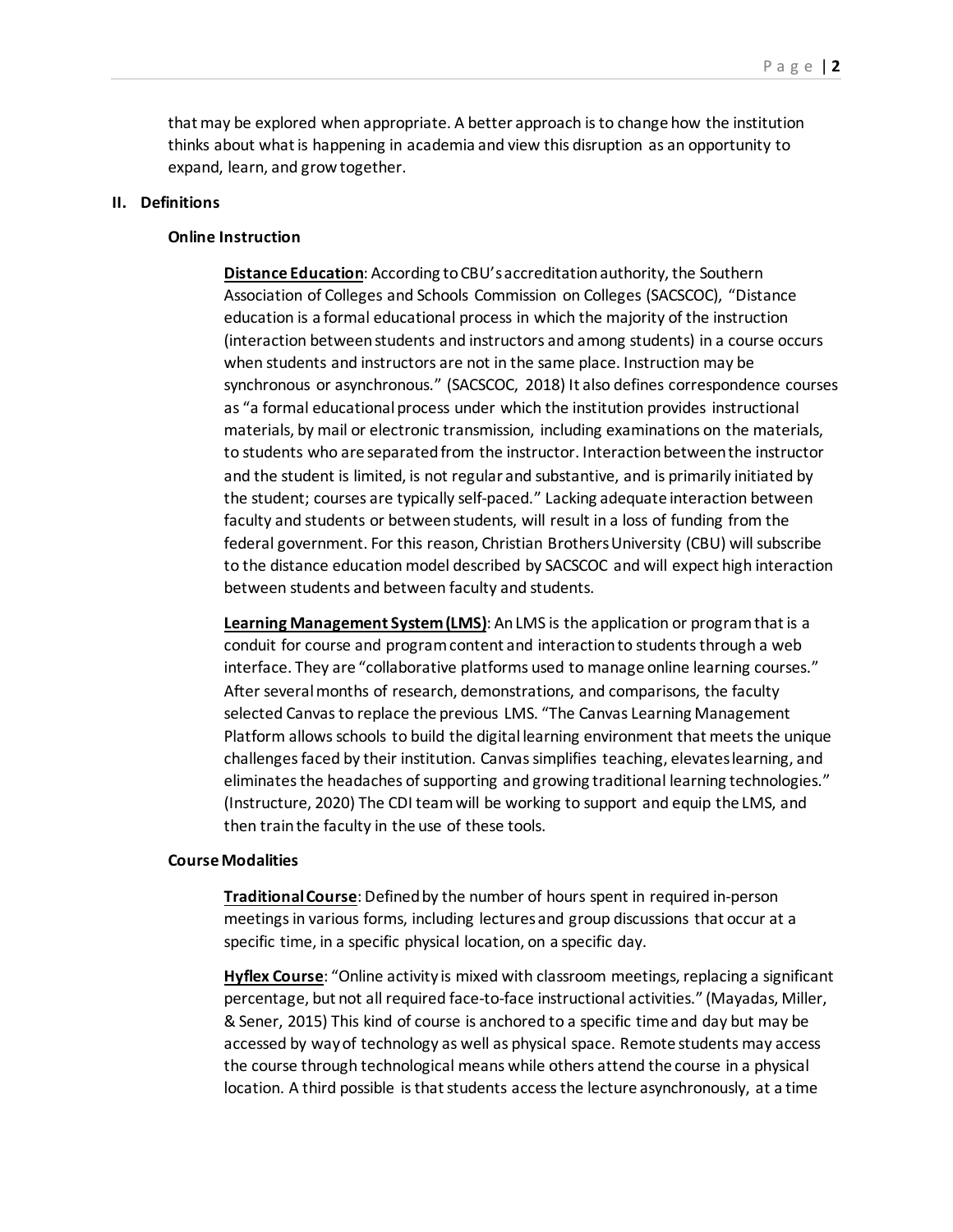that may be explored when appropriate. A better approach is to change how the institution thinks about what is happening in academia and view this disruption as an opportunity to expand, learn, and grow together.

## II. Definitions

### Online Instruction

**Distance Education**: According to CBU's accreditation authority, the Southern Association of Colleges and Schools Commission on Colleges (SACSCOC), "Distance education is a formal educational process in which the majority of the instruction (interaction between students and instructors and among students) in a course occurs when students and instructors are not in the same place. Instruction may be synchronous or asynchronous." (SACSCOC, 2018) It also defines correspondence courses as "a formal educational process under which the institution provides instructional materials, by mail or electronic transmission, including examinations on the materials, to students who are separated from the instructor. Interaction between the instructor and the student is limited, is not regular and substantive, and is primarily initiated by the student; courses are typically self-paced." Lacking adequate interaction between faculty and students or between students, will result in a loss of funding from the federal government. For this reason, Christian Brothers University (CBU) will subscribe to the distance education model described by SACSCOC and will expect high interaction between students and between faculty and students.

**Learning Management System (LMS)**: An LMS is the application or program that is a conduit for course and program content and interaction to students through a web interface. They are "collaborative platforms used to manage online learning courses." After several months of research, demonstrations, and comparisons, the faculty selected Canvas to replace the previous LMS. "The Canvas Learning Management Platform allows schools to build the digital learning environment that meets the unique challenges faced by their institution. Canvas simplifies teaching, elevates learning, and eliminates the headaches of supporting and growing traditional learning technologies." (Instructure, 2020) The CDI team will be working to support and equip the LMS, and then train the faculty in the use of these tools.

### Course Modalities

**Traditional Course**: Defined by the number of hours spent in required in-person meetings in various forms, including lectures and group discussions that occur at a specific time, in a specific physical location, on a specific day.

**Hyflex Course**: "Online activity is mixed with classroom meetings, replacing a significant percentage, but not all required face-to-face instructional activities." (Mayadas, Miller, & Sener, 2015) This kind of course is anchored to a specific time and day but may be accessed by way of technology as well as physical space. Remote students may access the course through technological means while others attend the course in a physical location. A third possible is that students access the lecture asynchronously, at a time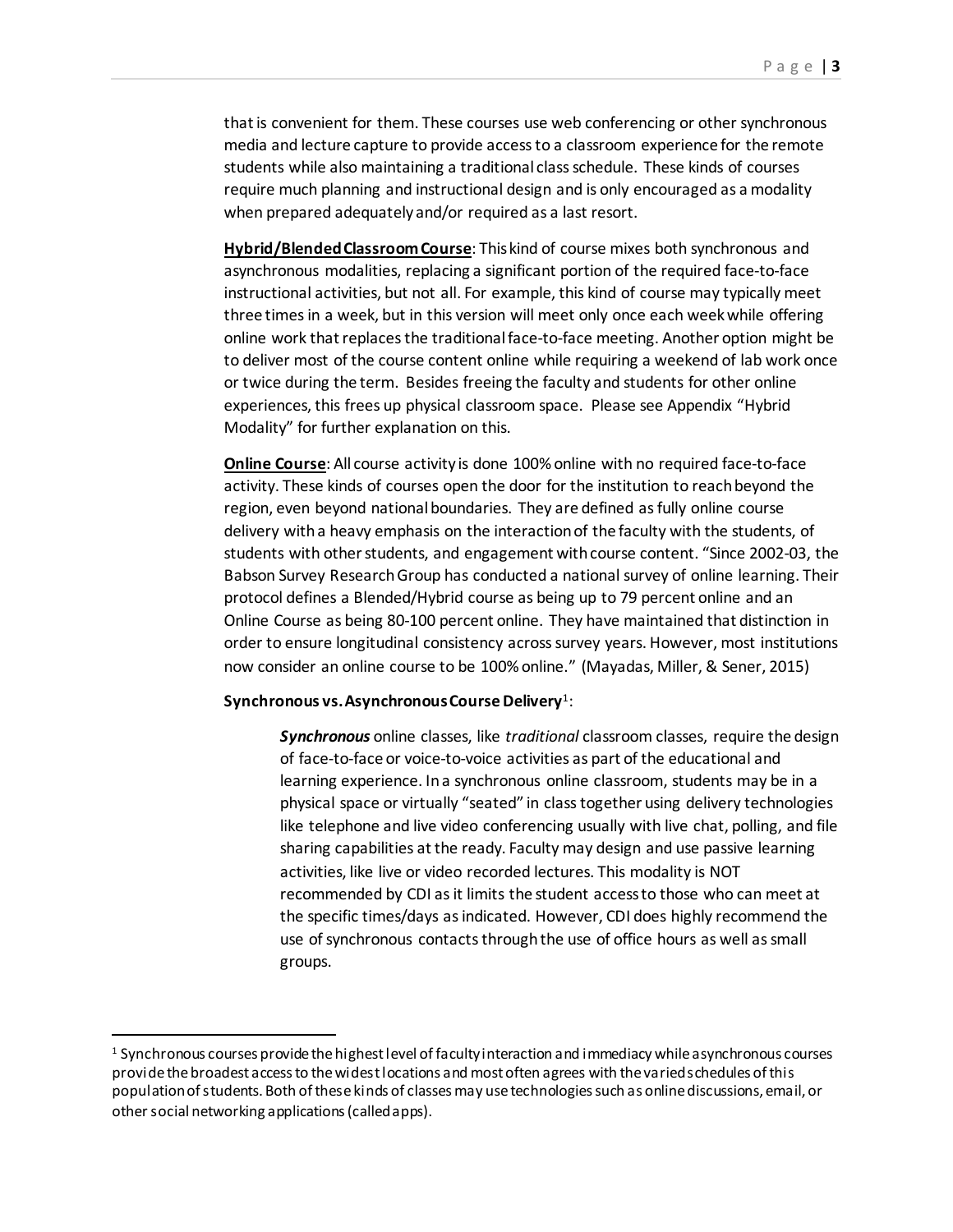that is convenient for them. These courses use web conferencing or other synchronous media and lecture capture to provide access to a classroom experience for the remote students while also maintaining a traditional class schedule. These kinds of courses require much planning and instructional design and is only encouraged as a modality when prepared adequately and/or required as a last resort.

**Hybrid/Blended Classroom Course**: This kind of course mixes both synchronous and asynchronous modalities, replacing a significant portion of the required face-to-face instructional activities, but not all. For example, this kind of course may typically meet three times in a week, but in this version will meet only once each week while offering online work that replaces the traditional face-to-face meeting. Another option might be to deliver most of the course content online while requiring a weekend of lab work once or twice during the term. Besides freeing the faculty and students for other online experiences, this frees up physical classroom space. Please see Appendix "Hybrid Modality" for further explanation on this.

**Online Course**: All course activity is done 100% online with no required face-to-face activity. These kinds of courses open the door for the institution to reach beyond the region, even beyond national boundaries. They are defined as fully online course delivery with a heavy emphasis on the interaction of the faculty with the students, of students with other students, and engagement with course content. "Since 2002-03, the Babson Survey Research Group has conducted a national survey of online learning. Their protocol defines a Blended/Hybrid course as being up to 79 percent online and an Online Course as being 80-100 percent online. They have maintained that distinction in order to ensure longitudinal consistency across survey years. However, most institutions now consider an online course to be 100% online." (Mayadas, Miller, & Sener, 2015)

**Synchronous vs. Asynchronous Course Delivery**[1]:

> ***Synchronous*** online classes, like *traditional* classroom classes, require the design of face-to-face or voice-to-voice activities as part of the educational and learning experience. In a synchronous online classroom, students may be in a physical space or virtually "seated" in class together using delivery technologies like telephone and live video conferencing usually with live chat, polling, and file sharing capabilities at the ready. Faculty may design and use passive learning activities, like live or video recorded lectures. This modality is NOT recommended by CDI as it limits the student access to those who can meet at the specific times/days as indicated. However, CDI does highly recommend the use of synchronous contacts through the use of office hours as well as small groups.

---

[1] Synchronous courses provide the highest level of faculty interaction and immediacy while asynchronous courses provide the broadest access to the widest locations and most often agrees with the varied schedules of this population of students. Both of these kinds of classes may use technologies such as online discussions, email, or other social networking applications (called apps).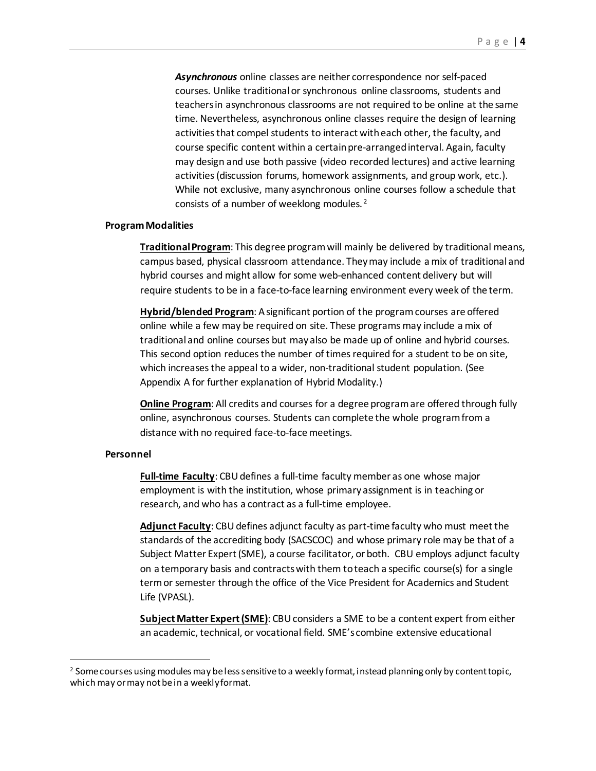***Asynchronous*** online classes are neither correspondence nor self-paced courses. Unlike traditional or synchronous online classrooms, students and teachers in asynchronous classrooms are not required to be online at the same time. Nevertheless, asynchronous online classes require the design of learning activities that compel students to interact with each other, the faculty, and course specific content within a certain pre-arranged interval. Again, faculty may design and use both passive (video recorded lectures) and active learning activities (discussion forums, homework assignments, and group work, etc.). While not exclusive, many asynchronous online courses follow a schedule that consists of a number of weeklong modules. [2]

**Program Modalities**

**Traditional Program**: This degree program will mainly be delivered by traditional means, campus based, physical classroom attendance. They may include a mix of traditional and hybrid courses and might allow for some web-enhanced content delivery but will require students to be in a face-to-face learning environment every week of the term.

**Hybrid/blended Program**: A significant portion of the program courses are offered online while a few may be required on site. These programs may include a mix of traditional and online courses but may also be made up of online and hybrid courses. This second option reduces the number of times required for a student to be on site, which increases the appeal to a wider, non-traditional student population. (See Appendix A for further explanation of Hybrid Modality.)

**Online Program**: All credits and courses for a degree program are offered through fully online, asynchronous courses. Students can complete the whole program from a distance with no required face-to-face meetings.

**Personnel**

**Full-time Faculty**: CBU defines a full-time faculty member as one whose major employment is with the institution, whose primary assignment is in teaching or research, and who has a contract as a full-time employee.

**Adjunct Faculty**: CBU defines adjunct faculty as part-time faculty who must meet the standards of the accrediting body (SACSCOC) and whose primary role may be that of a Subject Matter Expert (SME), a course facilitator, or both. CBU employs adjunct faculty on a temporary basis and contracts with them to teach a specific course(s) for a single term or semester through the office of the Vice President for Academics and Student Life (VPASL).

**Subject Matter Expert (SME)**: CBU considers a SME to be a content expert from either an academic, technical, or vocational field. SME's combine extensive educational

---

[2] Some courses using modules may be less sensitive to a weekly format, instead planning only by content topic, which may or may not be in a weekly format.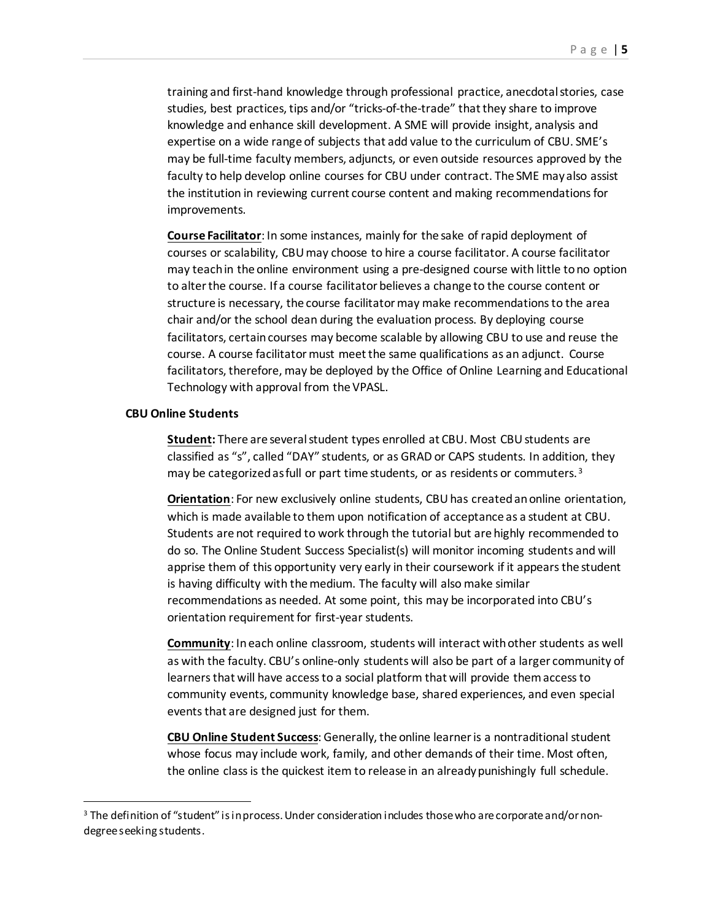training and first-hand knowledge through professional practice, anecdotal stories, case studies, best practices, tips and/or "tricks-of-the-trade" that they share to improve knowledge and enhance skill development. A SME will provide insight, analysis and expertise on a wide range of subjects that add value to the curriculum of CBU. SME's may be full-time faculty members, adjuncts, or even outside resources approved by the faculty to help develop online courses for CBU under contract. The SME may also assist the institution in reviewing current course content and making recommendations for improvements.

**Course Facilitator**: In some instances, mainly for the sake of rapid deployment of courses or scalability, CBU may choose to hire a course facilitator. A course facilitator may teach in the online environment using a pre-designed course with little to no option to alter the course. If a course facilitator believes a change to the course content or structure is necessary, the course facilitator may make recommendations to the area chair and/or the school dean during the evaluation process. By deploying course facilitators, certain courses may become scalable by allowing CBU to use and reuse the course. A course facilitator must meet the same qualifications as an adjunct. Course facilitators, therefore, may be deployed by the Office of Online Learning and Educational Technology with approval from the VPASL.

**CBU Online Students**

**Student:** There are several student types enrolled at CBU. Most CBU students are classified as "s", called "DAY" students, or as GRAD or CAPS students. In addition, they may be categorized as full or part time students, or as residents or commuters.[3]

**Orientation**: For new exclusively online students, CBU has created an online orientation, which is made available to them upon notification of acceptance as a student at CBU. Students are not required to work through the tutorial but are highly recommended to do so. The Online Student Success Specialist(s) will monitor incoming students and will apprise them of this opportunity very early in their coursework if it appears the student is having difficulty with the medium. The faculty will also make similar recommendations as needed. At some point, this may be incorporated into CBU's orientation requirement for first-year students.

**Community**: In each online classroom, students will interact with other students as well as with the faculty. CBU's online-only students will also be part of a larger community of learners that will have access to a social platform that will provide them access to community events, community knowledge base, shared experiences, and even special events that are designed just for them.

**CBU Online Student Success**: Generally, the online learner is a nontraditional student whose focus may include work, family, and other demands of their time. Most often, the online class is the quickest item to release in an already punishingly full schedule.

---

[3] The definition of "student" is in process. Under consideration includes those who are corporate and/or non-degree seeking students.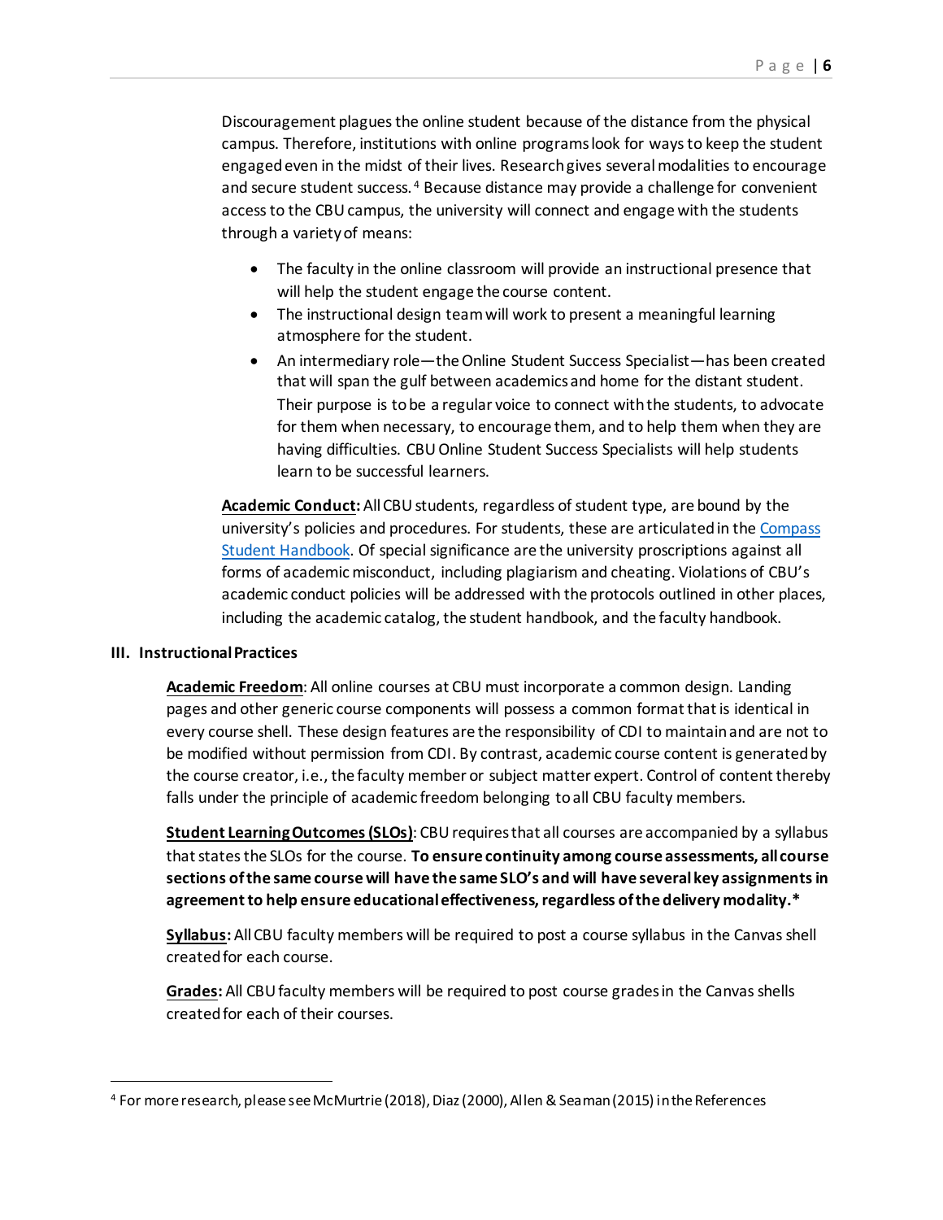Discouragement plagues the online student because of the distance from the physical campus. Therefore, institutions with online programs look for ways to keep the student engaged even in the midst of their lives. Research gives several modalities to encourage and secure student success.[4] Because distance may provide a challenge for convenient access to the CBU campus, the university will connect and engage with the students through a variety of means:

- The faculty in the online classroom will provide an instructional presence that will help the student engage the course content.
- The instructional design team will work to present a meaningful learning atmosphere for the student.
- An intermediary role—the Online Student Success Specialist—has been created that will span the gulf between academics and home for the distant student. Their purpose is to be a regular voice to connect with the students, to advocate for them when necessary, to encourage them, and to help them when they are having difficulties. CBU Online Student Success Specialists will help students learn to be successful learners.

**Academic Conduct:** All CBU students, regardless of student type, are bound by the university's policies and procedures. For students, these are articulated in the [Compass Student Handbook](). Of special significance are the university proscriptions against all forms of academic misconduct, including plagiarism and cheating. Violations of CBU's academic conduct policies will be addressed with the protocols outlined in other places, including the academic catalog, the student handbook, and the faculty handbook.

## III. Instructional Practices

**Academic Freedom**: All online courses at CBU must incorporate a common design. Landing pages and other generic course components will possess a common format that is identical in every course shell. These design features are the responsibility of CDI to maintain and are not to be modified without permission from CDI. By contrast, academic course content is generated by the course creator, i.e., the faculty member or subject matter expert. Control of content thereby falls under the principle of academic freedom belonging to all CBU faculty members.

**Student Learning Outcomes (SLOs)**: CBU requires that all courses are accompanied by a syllabus that states the SLOs for the course. **To ensure continuity among course assessments, all course sections of the same course will have the same SLO's and will have several key assignments in agreement to help ensure educational effectiveness, regardless of the delivery modality.***

**Syllabus:** All CBU faculty members will be required to post a course syllabus in the Canvas shell created for each course.

**Grades:** All CBU faculty members will be required to post course grades in the Canvas shells created for each of their courses.

---

[4] For more research, please see McMurtrie (2018), Diaz (2000), Allen & Seaman (2015) in the References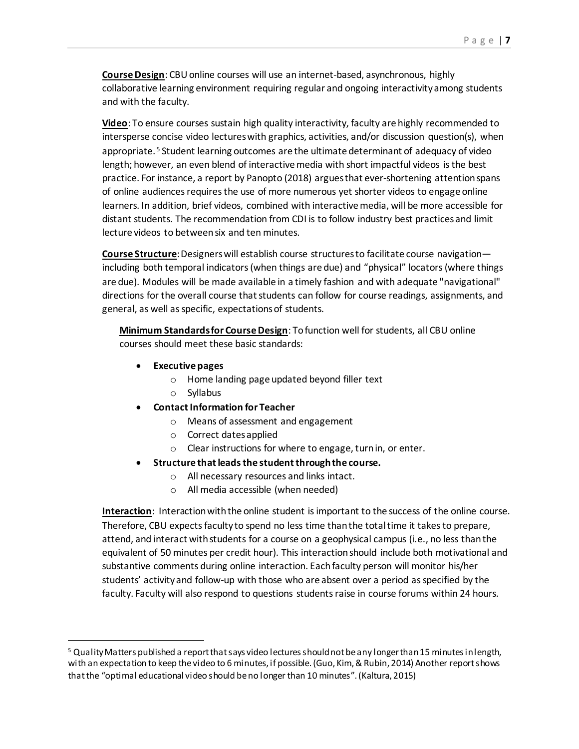**<u>Course Design</u>**: CBU online courses will use an internet-based, asynchronous, highly collaborative learning environment requiring regular and ongoing interactivity among students and with the faculty.

**<u>Video</u>**: To ensure courses sustain high quality interactivity, faculty are highly recommended to intersperse concise video lectures with graphics, activities, and/or discussion question(s), when appropriate.[5] Student learning outcomes are the ultimate determinant of adequacy of video length; however, an even blend of interactive media with short impactful videos is the best practice. For instance, a report by Panopto (2018) argues that ever-shortening attention spans of online audiences requires the use of more numerous yet shorter videos to engage online learners. In addition, brief videos, combined with interactive media, will be more accessible for distant students. The recommendation from CDI is to follow industry best practices and limit lecture videos to between six and ten minutes.

**<u>Course Structure</u>**: Designers will establish course structures to facilitate course navigation—including both temporal indicators (when things are due) and "physical" locators (where things are due). Modules will be made available in a timely fashion and with adequate "navigational" directions for the overall course that students can follow for course readings, assignments, and general, as well as specific, expectations of students.

**<u>Minimum Standards for Course Design</u>**: To function well for students, all CBU online courses should meet these basic standards:

- **Executive pages**
  - Home landing page updated beyond filler text
  - Syllabus
- **Contact Information for Teacher**
  - Means of assessment and engagement
  - Correct dates applied
  - Clear instructions for where to engage, turn in, or enter.
- **Structure that leads the student through the course.**
  - All necessary resources and links intact.
  - All media accessible (when needed)

**<u>Interaction</u>**: Interaction with the online student is important to the success of the online course. Therefore, CBU expects faculty to spend no less time than the total time it takes to prepare, attend, and interact with students for a course on a geophysical campus (i.e., no less than the equivalent of 50 minutes per credit hour). This interaction should include both motivational and substantive comments during online interaction. Each faculty person will monitor his/her students' activity and follow-up with those who are absent over a period as specified by the faculty. Faculty will also respond to questions students raise in course forums within 24 hours.

---

[5] Quality Matters published a report that says video lectures should not be any longer than 15 minutes in length, with an expectation to keep the video to 6 minutes, if possible. (Guo, Kim, & Rubin, 2014) Another report shows that the "optimal educational video should be no longer than 10 minutes". (Kaltura, 2015)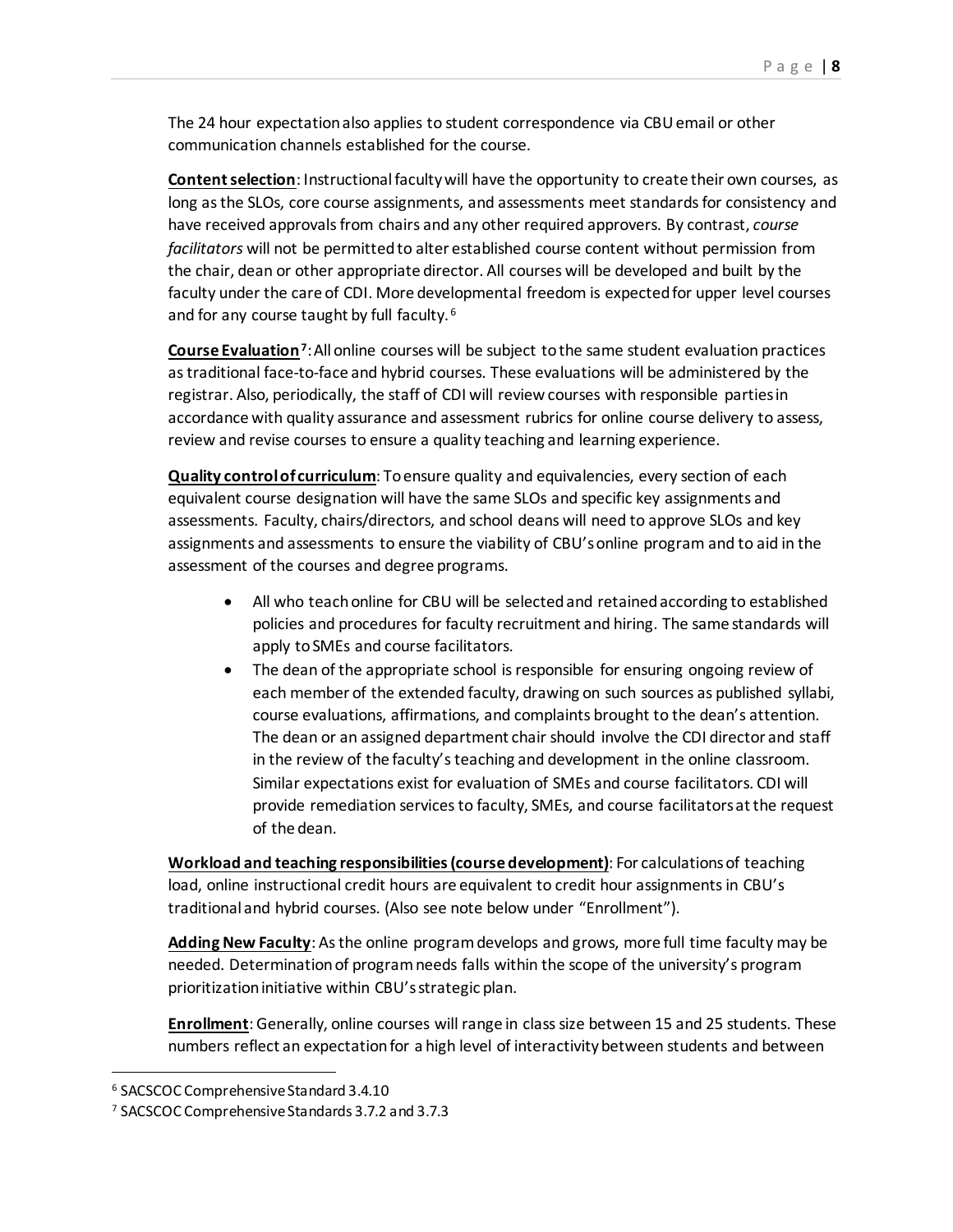The 24 hour expectation also applies to student correspondence via CBU email or other communication channels established for the course.

**Content selection**: Instructional faculty will have the opportunity to create their own courses, as long as the SLOs, core course assignments, and assessments meet standards for consistency and have received approvals from chairs and any other required approvers. By contrast, *course facilitators* will not be permitted to alter established course content without permission from the chair, dean or other appropriate director. All courses will be developed and built by the faculty under the care of CDI. More developmental freedom is expected for upper level courses and for any course taught by full faculty.[6]

**Course Evaluation**[7]: All online courses will be subject to the same student evaluation practices as traditional face-to-face and hybrid courses. These evaluations will be administered by the registrar. Also, periodically, the staff of CDI will review courses with responsible parties in accordance with quality assurance and assessment rubrics for online course delivery to assess, review and revise courses to ensure a quality teaching and learning experience.

**Quality control of curriculum**: To ensure quality and equivalencies, every section of each equivalent course designation will have the same SLOs and specific key assignments and assessments. Faculty, chairs/directors, and school deans will need to approve SLOs and key assignments and assessments to ensure the viability of CBU's online program and to aid in the assessment of the courses and degree programs.

- All who teach online for CBU will be selected and retained according to established policies and procedures for faculty recruitment and hiring. The same standards will apply to SMEs and course facilitators.
- The dean of the appropriate school is responsible for ensuring ongoing review of each member of the extended faculty, drawing on such sources as published syllabi, course evaluations, affirmations, and complaints brought to the dean's attention. The dean or an assigned department chair should involve the CDI director and staff in the review of the faculty's teaching and development in the online classroom. Similar expectations exist for evaluation of SMEs and course facilitators. CDI will provide remediation services to faculty, SMEs, and course facilitators at the request of the dean.

**Workload and teaching responsibilities (course development)**: For calculations of teaching load, online instructional credit hours are equivalent to credit hour assignments in CBU's traditional and hybrid courses. (Also see note below under "Enrollment").

**Adding New Faculty**: As the online program develops and grows, more full time faculty may be needed. Determination of program needs falls within the scope of the university's program prioritization initiative within CBU's strategic plan.

**Enrollment**: Generally, online courses will range in class size between 15 and 25 students. These numbers reflect an expectation for a high level of interactivity between students and between

---

[6] SACSCOC Comprehensive Standard 3.4.10

[7] SACSCOC Comprehensive Standards 3.7.2 and 3.7.3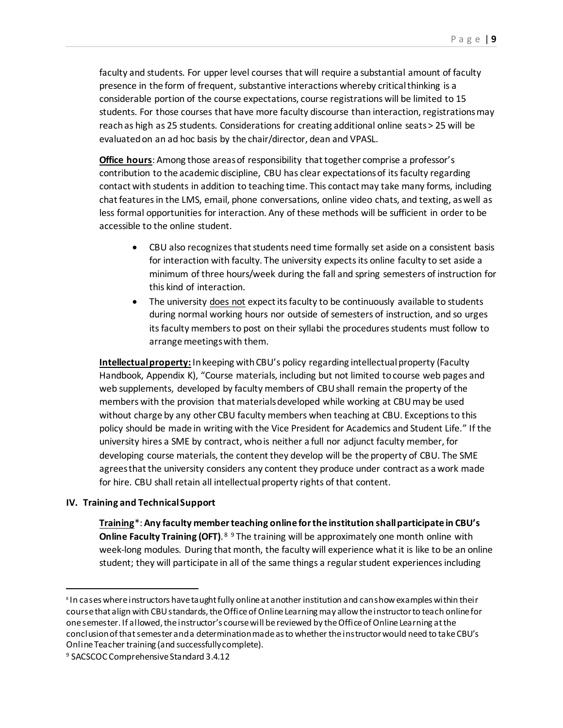faculty and students. For upper level courses that will require a substantial amount of faculty presence in the form of frequent, substantive interactions whereby critical thinking is a considerable portion of the course expectations, course registrations will be limited to 15 students. For those courses that have more faculty discourse than interaction, registrations may reach as high as 25 students. Considerations for creating additional online seats > 25 will be evaluated on an ad hoc basis by the chair/director, dean and VPASL.

**Office hours**: Among those areas of responsibility that together comprise a professor's contribution to the academic discipline, CBU has clear expectations of its faculty regarding contact with students in addition to teaching time. This contact may take many forms, including chat features in the LMS, email, phone conversations, online video chats, and texting, as well as less formal opportunities for interaction. Any of these methods will be sufficient in order to be accessible to the online student.

- CBU also recognizes that students need time formally set aside on a consistent basis for interaction with faculty. The university expects its online faculty to set aside a minimum of three hours/week during the fall and spring semesters of instruction for this kind of interaction.
- The university does not expect its faculty to be continuously available to students during normal working hours nor outside of semesters of instruction, and so urges its faculty members to post on their syllabi the procedures students must follow to arrange meetings with them.

**Intellectual property:** In keeping with CBU's policy regarding intellectual property (Faculty Handbook, Appendix K), "Course materials, including but not limited to course web pages and web supplements, developed by faculty members of CBU shall remain the property of the members with the provision that materials developed while working at CBU may be used without charge by any other CBU faculty members when teaching at CBU. Exceptions to this policy should be made in writing with the Vice President for Academics and Student Life." If the university hires a SME by contract, who is neither a full nor adjunct faculty member, for developing course materials, the content they develop will be the property of CBU. The SME agrees that the university considers any content they produce under contract as a work made for hire. CBU shall retain all intellectual property rights of that content.

## IV. Training and Technical Support

**Training***: **Any faculty member teaching online for the institution shall participate in CBU's Online Faculty Training (OFT)**.[8] [9] The training will be approximately one month online with week-long modules. During that month, the faculty will experience what it is like to be an online student; they will participate in all of the same things a regular student experiences including

---

[8] In cases where instructors have taught fully online at another institution and can show examples within their course that align with CBU standards, the Office of Online Learning may allow the instructor to teach online for one semester. If allowed, the instructor's course will be reviewed by the Office of Online Learning at the conclusion of that semester and a determination made as to whether the instructor would need to take CBU's Online Teacher training (and successfully complete).

[9] SACSCOC Comprehensive Standard 3.4.12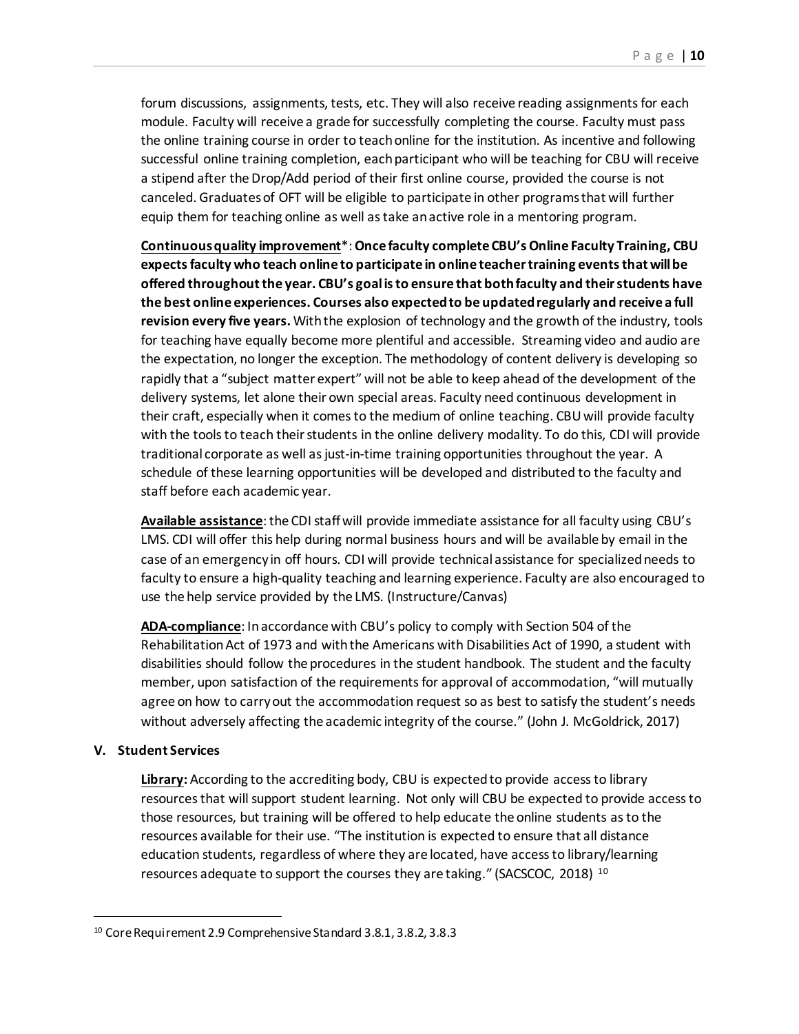forum discussions, assignments, tests, etc. They will also receive reading assignments for each module. Faculty will receive a grade for successfully completing the course. Faculty must pass the online training course in order to teach online for the institution. As incentive and following successful online training completion, each participant who will be teaching for CBU will receive a stipend after the Drop/Add period of their first online course, provided the course is not canceled. Graduates of OFT will be eligible to participate in other programs that will further equip them for teaching online as well as take an active role in a mentoring program.

**Continuous quality improvement***: **Once faculty complete CBU's Online Faculty Training, CBU expects faculty who teach online to participate in online teacher training events that will be offered throughout the year. CBU's goal is to ensure that both faculty and their students have the best online experiences. Courses also expected to be updated regularly and receive a full revision every five years.** With the explosion of technology and the growth of the industry, tools for teaching have equally become more plentiful and accessible. Streaming video and audio are the expectation, no longer the exception. The methodology of content delivery is developing so rapidly that a "subject matter expert" will not be able to keep ahead of the development of the delivery systems, let alone their own special areas. Faculty need continuous development in their craft, especially when it comes to the medium of online teaching. CBU will provide faculty with the tools to teach their students in the online delivery modality. To do this, CDI will provide traditional corporate as well as just-in-time training opportunities throughout the year. A schedule of these learning opportunities will be developed and distributed to the faculty and staff before each academic year.

**Available assistance**: the CDI staff will provide immediate assistance for all faculty using CBU's LMS. CDI will offer this help during normal business hours and will be available by email in the case of an emergency in off hours. CDI will provide technical assistance for specialized needs to faculty to ensure a high-quality teaching and learning experience. Faculty are also encouraged to use the help service provided by the LMS. (Instructure/Canvas)

**ADA-compliance**: In accordance with CBU's policy to comply with Section 504 of the Rehabilitation Act of 1973 and with the Americans with Disabilities Act of 1990, a student with disabilities should follow the procedures in the student handbook. The student and the faculty member, upon satisfaction of the requirements for approval of accommodation, "will mutually agree on how to carry out the accommodation request so as best to satisfy the student's needs without adversely affecting the academic integrity of the course." (John J. McGoldrick, 2017)

## V. Student Services

**Library:** According to the accrediting body, CBU is expected to provide access to library resources that will support student learning. Not only will CBU be expected to provide access to those resources, but training will be offered to help educate the online students as to the resources available for their use. "The institution is expected to ensure that all distance education students, regardless of where they are located, have access to library/learning resources adequate to support the courses they are taking." (SACSCOC, 2018) [10]

[10] Core Requirement 2.9 Comprehensive Standard 3.8.1, 3.8.2, 3.8.3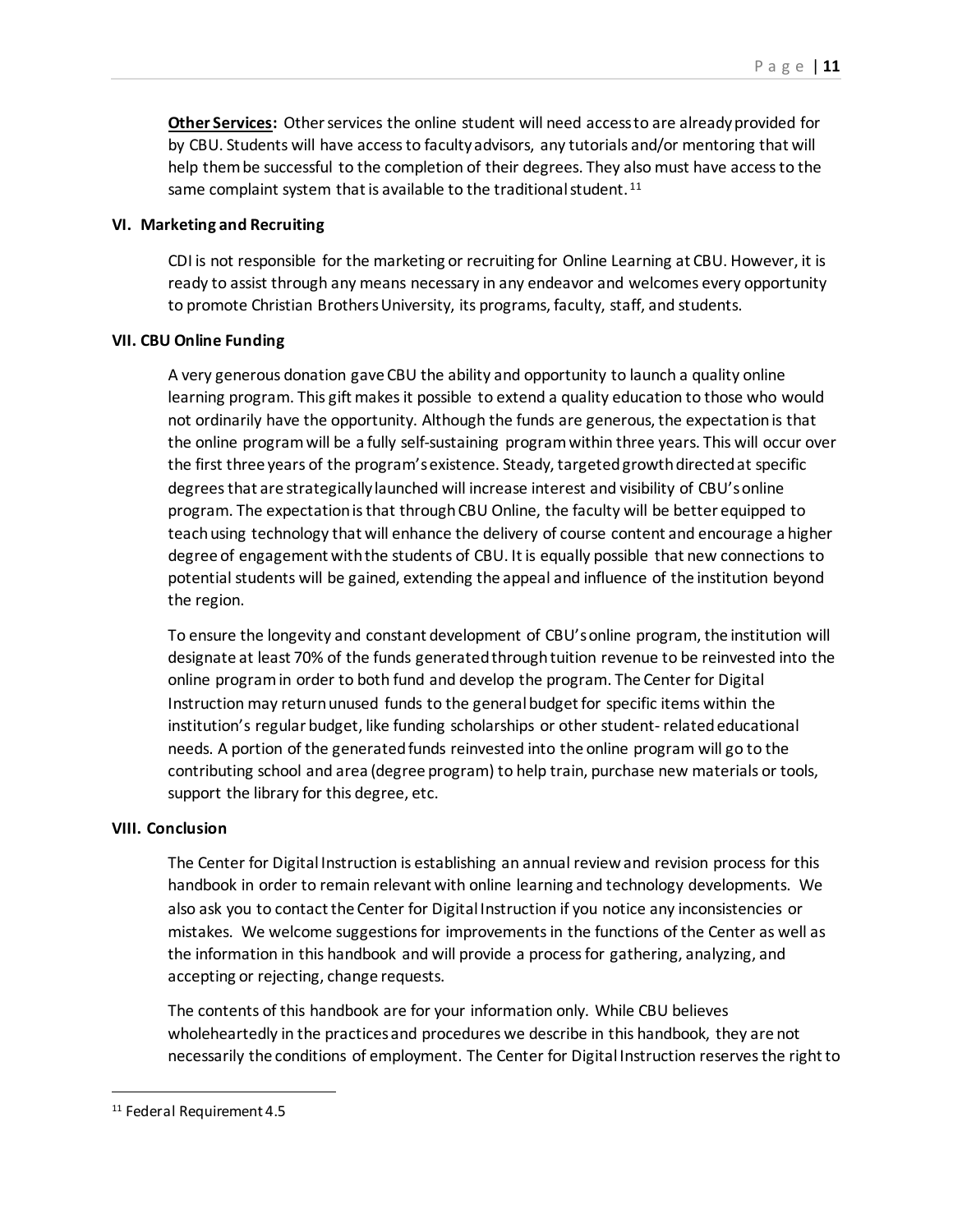**Other Services:** Other services the online student will need access to are already provided for by CBU. Students will have access to faculty advisors, any tutorials and/or mentoring that will help them be successful to the completion of their degrees. They also must have access to the same complaint system that is available to the traditional student.[11]

## VI. Marketing and Recruiting

CDI is not responsible for the marketing or recruiting for Online Learning at CBU. However, it is ready to assist through any means necessary in any endeavor and welcomes every opportunity to promote Christian Brothers University, its programs, faculty, staff, and students.

## VII. CBU Online Funding

A very generous donation gave CBU the ability and opportunity to launch a quality online learning program. This gift makes it possible to extend a quality education to those who would not ordinarily have the opportunity. Although the funds are generous, the expectation is that the online program will be a fully self-sustaining program within three years. This will occur over the first three years of the program's existence. Steady, targeted growth directed at specific degrees that are strategically launched will increase interest and visibility of CBU's online program. The expectation is that through CBU Online, the faculty will be better equipped to teach using technology that will enhance the delivery of course content and encourage a higher degree of engagement with the students of CBU. It is equally possible that new connections to potential students will be gained, extending the appeal and influence of the institution beyond the region.

To ensure the longevity and constant development of CBU's online program, the institution will designate at least 70% of the funds generated through tuition revenue to be reinvested into the online program in order to both fund and develop the program. The Center for Digital Instruction may return unused funds to the general budget for specific items within the institution's regular budget, like funding scholarships or other student- related educational needs. A portion of the generated funds reinvested into the online program will go to the contributing school and area (degree program) to help train, purchase new materials or tools, support the library for this degree, etc.

## VIII. Conclusion

The Center for Digital Instruction is establishing an annual review and revision process for this handbook in order to remain relevant with online learning and technology developments. We also ask you to contact the Center for Digital Instruction if you notice any inconsistencies or mistakes. We welcome suggestions for improvements in the functions of the Center as well as the information in this handbook and will provide a process for gathering, analyzing, and accepting or rejecting, change requests.

The contents of this handbook are for your information only. While CBU believes wholeheartedly in the practices and procedures we describe in this handbook, they are not necessarily the conditions of employment. The Center for Digital Instruction reserves the right to

---

[11] Federal Requirement 4.5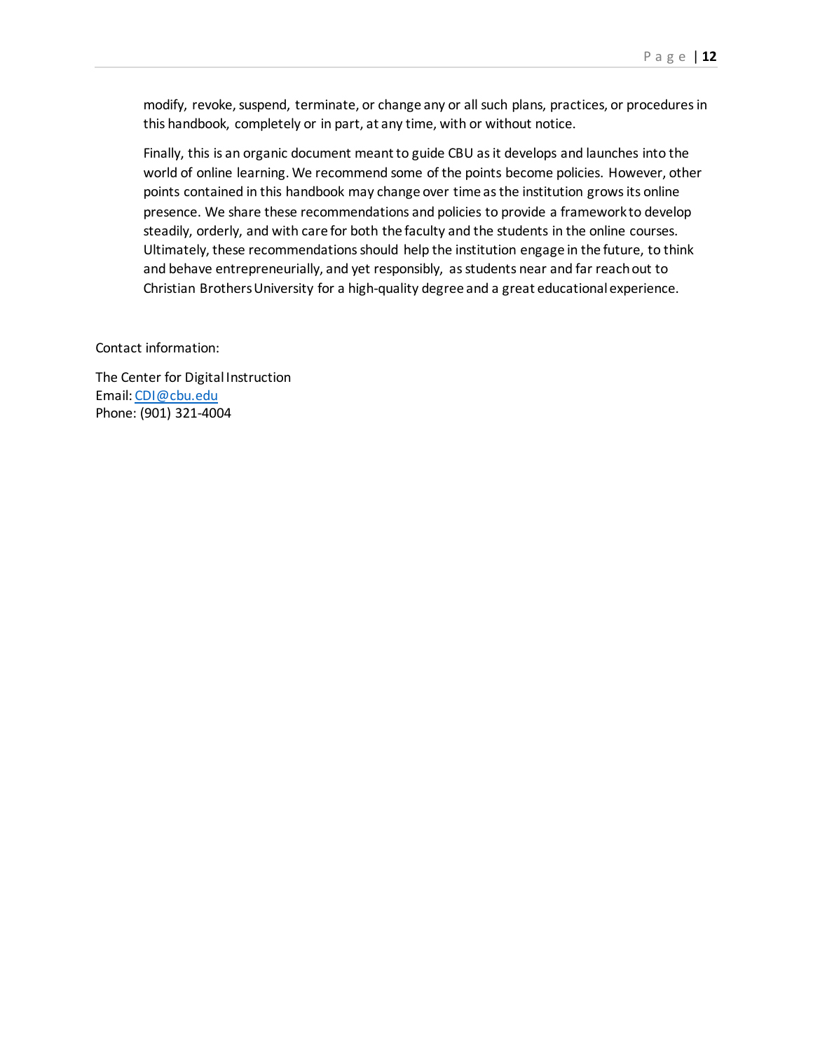modify, revoke, suspend, terminate, or change any or all such plans, practices, or procedures in this handbook, completely or in part, at any time, with or without notice.

Finally, this is an organic document meant to guide CBU as it develops and launches into the world of online learning. We recommend some of the points become policies. However, other points contained in this handbook may change over time as the institution grows its online presence. We share these recommendations and policies to provide a framework to develop steadily, orderly, and with care for both the faculty and the students in the online courses. Ultimately, these recommendations should help the institution engage in the future, to think and behave entrepreneurially, and yet responsibly, as students near and far reach out to Christian Brothers University for a high-quality degree and a great educational experience.

Contact information:

The Center for Digital Instruction
Email: CDI@cbu.edu
Phone: (901) 321-4004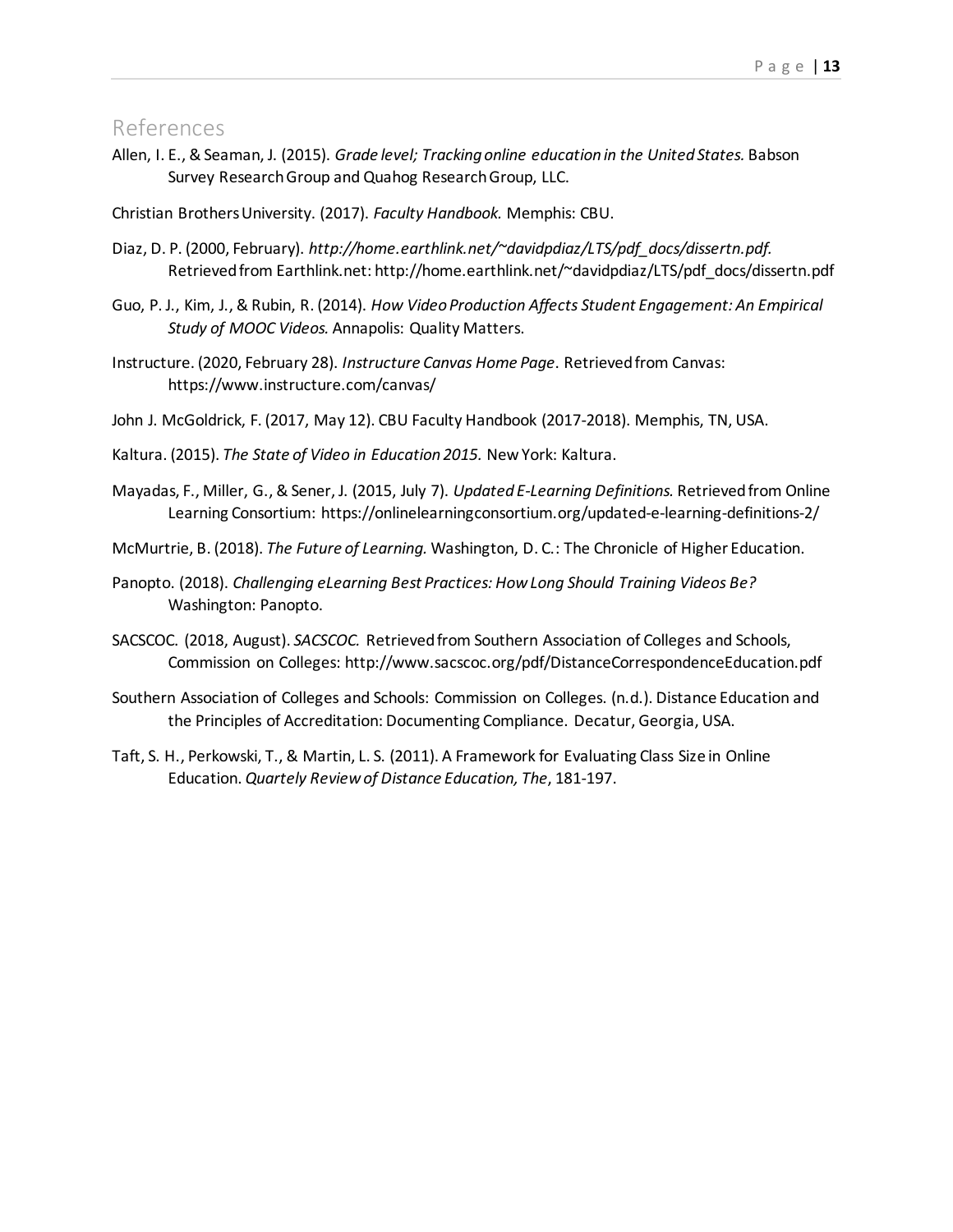## References

Allen, I. E., & Seaman, J. (2015). *Grade level; Tracking online education in the United States.* Babson Survey Research Group and Quahog Research Group, LLC.

Christian Brothers University. (2017). *Faculty Handbook.* Memphis: CBU.

Diaz, D. P. (2000, February). *http://home.earthlink.net/~davidpdiaz/LTS/pdf_docs/dissertn.pdf.* Retrieved from Earthlink.net: http://home.earthlink.net/~davidpdiaz/LTS/pdf_docs/dissertn.pdf

Guo, P. J., Kim, J., & Rubin, R. (2014). *How Video Production Affects Student Engagement: An Empirical Study of MOOC Videos.* Annapolis: Quality Matters.

Instructure. (2020, February 28). *Instructure Canvas Home Page*. Retrieved from Canvas: https://www.instructure.com/canvas/

John J. McGoldrick, F. (2017, May 12). CBU Faculty Handbook (2017-2018). Memphis, TN, USA.

Kaltura. (2015). *The State of Video in Education 2015.* New York: Kaltura.

Mayadas, F., Miller, G., & Sener, J. (2015, July 7). *Updated E-Learning Definitions.* Retrieved from Online Learning Consortium: https://onlinelearningconsortium.org/updated-e-learning-definitions-2/

McMurtrie, B. (2018). *The Future of Learning.* Washington, D. C.: The Chronicle of Higher Education.

Panopto. (2018). *Challenging eLearning Best Practices: How Long Should Training Videos Be?* Washington: Panopto.

SACSCOC. (2018, August). *SACSCOC.* Retrieved from Southern Association of Colleges and Schools, Commission on Colleges: http://www.sacscoc.org/pdf/DistanceCorrespondenceEducation.pdf

Southern Association of Colleges and Schools: Commission on Colleges. (n.d.). Distance Education and the Principles of Accreditation: Documenting Compliance. Decatur, Georgia, USA.

Taft, S. H., Perkowski, T., & Martin, L. S. (2011). A Framework for Evaluating Class Size in Online Education. *Quartely Review of Distance Education, The*, 181-197.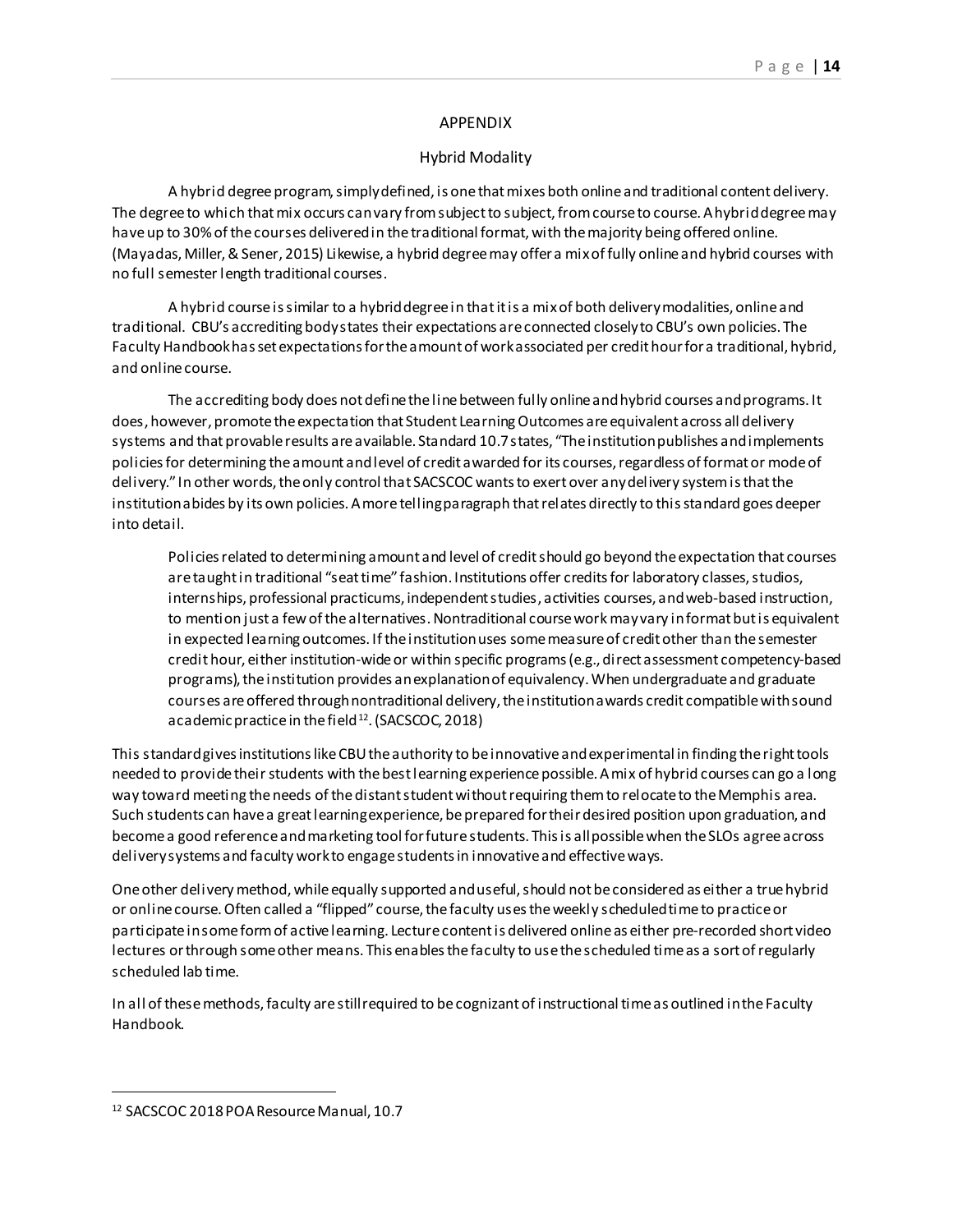# APPENDIX

## Hybrid Modality

A hybrid degree program, simply defined, is one that mixes both online and traditional content delivery. The degree to which that mix occurs can vary from subject to subject, from course to course. A hybrid degree may have up to 30% of the courses delivered in the traditional format, with the majority being offered online. (Mayadas, Miller, & Sener, 2015) Likewise, a hybrid degree may offer a mix of fully online and hybrid courses with no full semester length traditional courses.

A hybrid course is similar to a hybrid degree in that it is a mix of both delivery modalities, online and traditional. CBU's accrediting body states their expectations are connected closely to CBU's own policies. The Faculty Handbook has set expectations for the amount of work associated per credit hour for a traditional, hybrid, and online course.

The accrediting body does not define the line between fully online and hybrid courses and programs. It does, however, promote the expectation that Student Learning Outcomes are equivalent across all delivery systems and that provable results are available. Standard 10.7 states, "The institution publishes and implements policies for determining the amount and level of credit awarded for its courses, regardless of format or mode of delivery." In other words, the only control that SACSCOC wants to exert over any delivery system is that the institution abides by its own policies. A more telling paragraph that relates directly to this standard goes deeper into detail.

> Policies related to determining amount and level of credit should go beyond the expectation that courses are taught in traditional "seat time" fashion. Institutions offer credits for laboratory classes, studios, internships, professional practicums, independent studies, activities courses, and web-based instruction, to mention just a few of the alternatives. Nontraditional course work may vary in format but is equivalent in expected learning outcomes. If the institution uses some measure of credit other than the semester credit hour, either institution-wide or within specific programs (e.g., direct assessment competency-based programs), the institution provides an explanation of equivalency. When undergraduate and graduate courses are offered through nontraditional delivery, the institution awards credit compatible with sound academic practice in the field[12]. (SACSCOC, 2018)

This standard gives institutions like CBU the authority to be innovative and experimental in finding the right tools needed to provide their students with the best learning experience possible. A mix of hybrid courses can go a long way toward meeting the needs of the distant student without requiring them to relocate to the Memphis area. Such students can have a great learning experience, be prepared for their desired position upon graduation, and become a good reference and marketing tool for future students. This is all possible when the SLOs agree across delivery systems and faculty work to engage students in innovative and effective ways.

One other delivery method, while equally supported and useful, should not be considered as either a true hybrid or online course. Often called a "flipped" course, the faculty uses the weekly scheduled time to practice or participate in some form of active learning. Lecture content is delivered online as either pre-recorded short video lectures or through some other means. This enables the faculty to use the scheduled time as a sort of regularly scheduled lab time.

In all of these methods, faculty are still required to be cognizant of instructional time as outlined in the Faculty Handbook.

---

[12] SACSCOC 2018 POA Resource Manual, 10.7